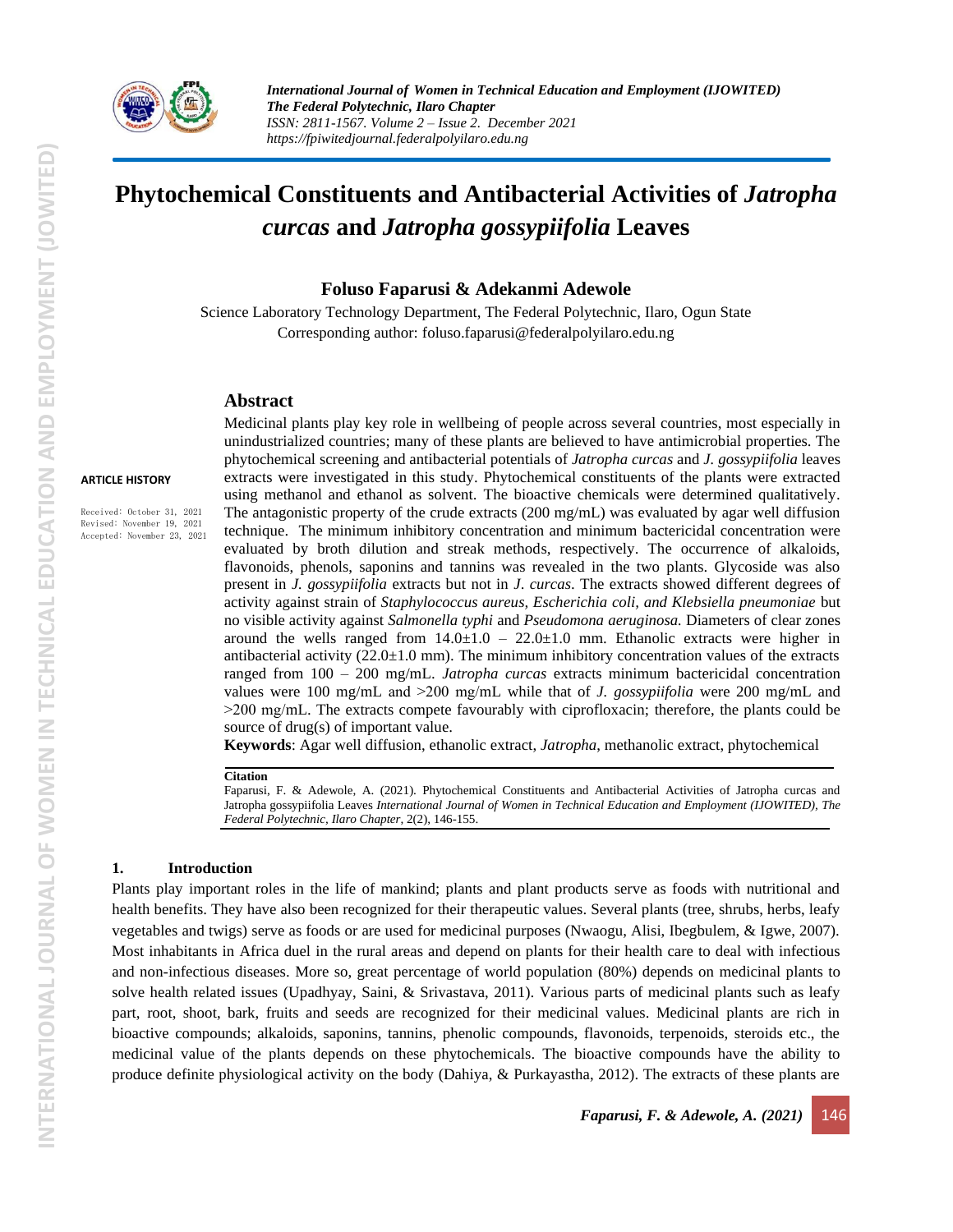# Phytochemical Constituents and Antibacterial Activities of *Jatropha curcas* and *Jatropha gossypiifolia* Leaves

**Foluso Faparusi & Adekanmi Adewole**

Science Laboratory Technology Department, The Federal Polytechnic, Ilaro, Ogun State

Corresponding author: foluso.faparusi@federalpolyilaro.edu.ng

**ARTICLE HISTORY**

Received: October 31, 2021
Revised: November 19, 2021
Accepted: November 23, 2021

## Abstract

Medicinal plants play key role in wellbeing of people across several countries, most especially in unindustrialized countries; many of these plants are believed to have antimicrobial properties. The phytochemical screening and antibacterial potentials of *Jatropha curcas* and *J. gossypiifolia* leaves extracts were investigated in this study. Phytochemical constituents of the plants were extracted using methanol and ethanol as solvent. The bioactive chemicals were determined qualitatively. The antagonistic property of the crude extracts (200 mg/mL) was evaluated by agar well diffusion technique. The minimum inhibitory concentration and minimum bactericidal concentration were evaluated by broth dilution and streak methods, respectively. The occurrence of alkaloids, flavonoids, phenols, saponins and tannins was revealed in the two plants. Glycoside was also present in *J. gossypiifolia* extracts but not in *J. curcas*. The extracts showed different degrees of activity against strain of *Staphylococcus aureus, Escherichia coli, and Klebsiella pneumoniae* but no visible activity against *Salmonella typhi* and *Pseudomona aeruginosa.* Diameters of clear zones around the wells ranged from 14.0±1.0 – 22.0±1.0 mm. Ethanolic extracts were higher in antibacterial activity (22.0±1.0 mm). The minimum inhibitory concentration values of the extracts ranged from 100 – 200 mg/mL. *Jatropha curcas* extracts minimum bactericidal concentration values were 100 mg/mL and >200 mg/mL while that of *J. gossypiifolia* were 200 mg/mL and >200 mg/mL. The extracts compete favourably with ciprofloxacin; therefore, the plants could be source of drug(s) of important value.

**Keywords**: Agar well diffusion, ethanolic extract, *Jatropha*, methanolic extract, phytochemical

**Citation**

Faparusi, F. & Adewole, A. (2021). Phytochemical Constituents and Antibacterial Activities of Jatropha curcas and Jatropha gossypiifolia Leaves *International Journal of Women in Technical Education and Employment (IJOWITED), The Federal Polytechnic, Ilaro Chapter*, 2(2), 146-155.

## 1. Introduction

Plants play important roles in the life of mankind; plants and plant products serve as foods with nutritional and health benefits. They have also been recognized for their therapeutic values. Several plants (tree, shrubs, herbs, leafy vegetables and twigs) serve as foods or are used for medicinal purposes (Nwaogu, Alisi, Ibegbulem, & Igwe, 2007). Most inhabitants in Africa duel in the rural areas and depend on plants for their health care to deal with infectious and non-infectious diseases. More so, great percentage of world population (80%) depends on medicinal plants to solve health related issues (Upadhyay, Saini, & Srivastava, 2011). Various parts of medicinal plants such as leafy part, root, shoot, bark, fruits and seeds are recognized for their medicinal values. Medicinal plants are rich in bioactive compounds; alkaloids, saponins, tannins, phenolic compounds, flavonoids, terpenoids, steroids etc., the medicinal value of the plants depends on these phytochemicals. The bioactive compounds have the ability to produce definite physiological activity on the body (Dahiya, & Purkayastha, 2012). The extracts of these plants are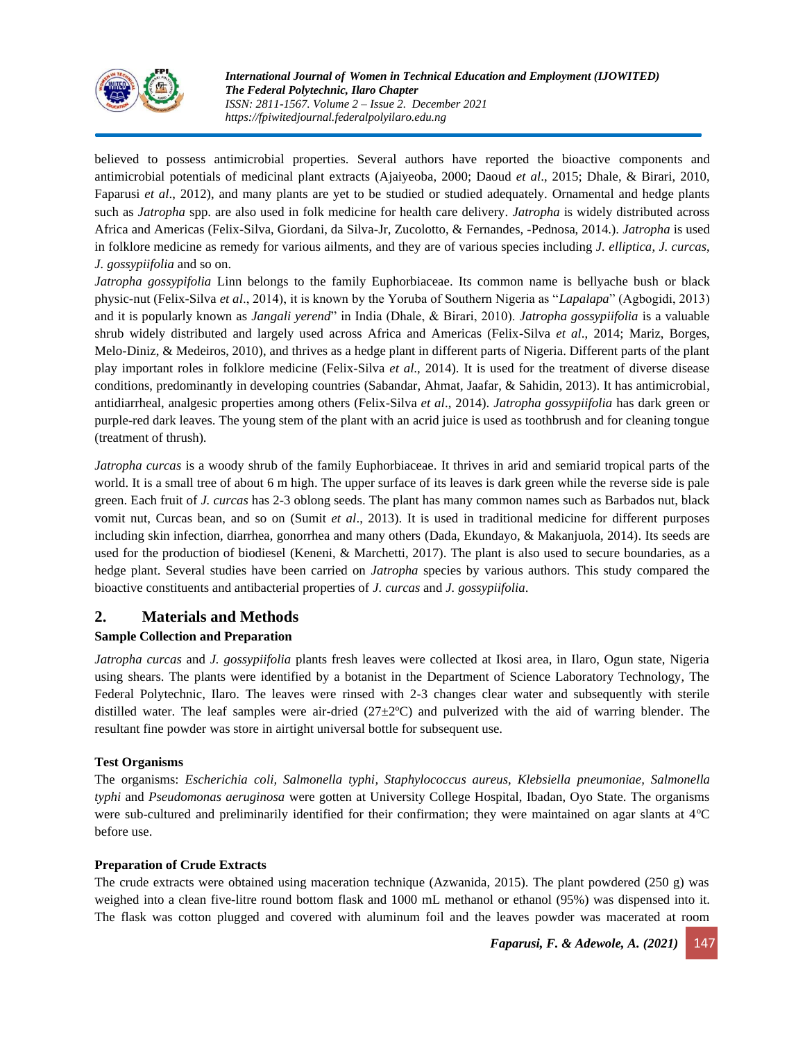believed to possess antimicrobial properties. Several authors have reported the bioactive components and antimicrobial potentials of medicinal plant extracts (Ajaiyeoba, 2000; Daoud *et al*., 2015; Dhale, & Birari, 2010, Faparusi *et al*., 2012), and many plants are yet to be studied or studied adequately. Ornamental and hedge plants such as *Jatropha* spp. are also used in folk medicine for health care delivery. *Jatropha* is widely distributed across Africa and Americas (Felix-Silva, Giordani, da Silva-Jr, Zucolotto, & Fernandes, -Pednosa, 2014.). *Jatropha* is used in folklore medicine as remedy for various ailments, and they are of various species including *J. elliptica*, *J. curcas*, *J. gossypiifolia* and so on.

*Jatropha gossypifolia* Linn belongs to the family Euphorbiaceae. Its common name is bellyache bush or black physic-nut (Felix-Silva *et al*., 2014), it is known by the Yoruba of Southern Nigeria as "*Lapalapa*" (Agbogidi, 2013) and it is popularly known as *Jangali yerend*" in India (Dhale, & Birari, 2010). *Jatropha gossypiifolia* is a valuable shrub widely distributed and largely used across Africa and Americas (Felix-Silva *et al*., 2014; Mariz, Borges, Melo-Diniz, & Medeiros, 2010), and thrives as a hedge plant in different parts of Nigeria. Different parts of the plant play important roles in folklore medicine (Felix-Silva *et al*., 2014). It is used for the treatment of diverse disease conditions, predominantly in developing countries (Sabandar, Ahmat, Jaafar, & Sahidin, 2013). It has antimicrobial, antidiarrheal, analgesic properties among others (Felix-Silva *et al*., 2014). *Jatropha gossypiifolia* has dark green or purple-red dark leaves. The young stem of the plant with an acrid juice is used as toothbrush and for cleaning tongue (treatment of thrush).

*Jatropha curcas* is a woody shrub of the family Euphorbiaceae. It thrives in arid and semiarid tropical parts of the world. It is a small tree of about 6 m high. The upper surface of its leaves is dark green while the reverse side is pale green. Each fruit of *J. curcas* has 2-3 oblong seeds. The plant has many common names such as Barbados nut, black vomit nut, Curcas bean, and so on (Sumit *et al*., 2013). It is used in traditional medicine for different purposes including skin infection, diarrhea, gonorrhea and many others (Dada, Ekundayo, & Makanjuola, 2014). Its seeds are used for the production of biodiesel (Keneni, & Marchetti, 2017). The plant is also used to secure boundaries, as a hedge plant. Several studies have been carried on *Jatropha* species by various authors. This study compared the bioactive constituents and antibacterial properties of *J. curcas* and *J. gossypiifolia*.

## 2. Materials and Methods

### Sample Collection and Preparation

*Jatropha curcas* and *J. gossypiifolia* plants fresh leaves were collected at Ikosi area, in Ilaro, Ogun state, Nigeria using shears. The plants were identified by a botanist in the Department of Science Laboratory Technology, The Federal Polytechnic, Ilaro. The leaves were rinsed with 2-3 changes clear water and subsequently with sterile distilled water. The leaf samples were air-dried (27±2ºC) and pulverized with the aid of warring blender. The resultant fine powder was store in airtight universal bottle for subsequent use.

### Test Organisms

The organisms: *Escherichia coli, Salmonella typhi, Staphylococcus aureus, Klebsiella pneumoniae, Salmonella typhi* and *Pseudomonas aeruginosa* were gotten at University College Hospital, Ibadan, Oyo State. The organisms were sub-cultured and preliminarily identified for their confirmation; they were maintained on agar slants at 4ºC before use.

### Preparation of Crude Extracts

The crude extracts were obtained using maceration technique (Azwanida, 2015). The plant powdered (250 g) was weighed into a clean five-litre round bottom flask and 1000 mL methanol or ethanol (95%) was dispensed into it. The flask was cotton plugged and covered with aluminum foil and the leaves powder was macerated at room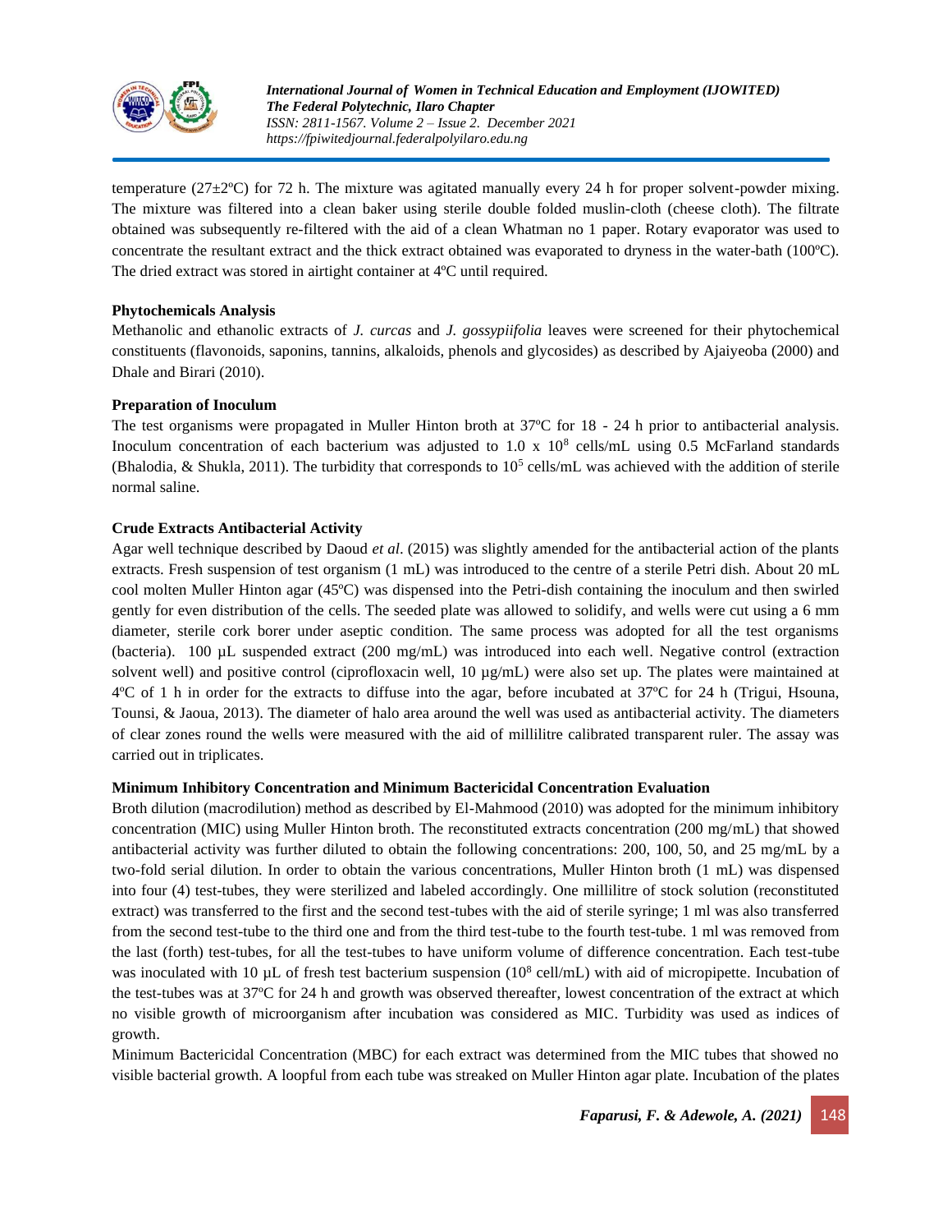temperature (27±2ºC) for 72 h. The mixture was agitated manually every 24 h for proper solvent-powder mixing. The mixture was filtered into a clean baker using sterile double folded muslin-cloth (cheese cloth). The filtrate obtained was subsequently re-filtered with the aid of a clean Whatman no 1 paper. Rotary evaporator was used to concentrate the resultant extract and the thick extract obtained was evaporated to dryness in the water-bath (100ºC). The dried extract was stored in airtight container at 4ºC until required.

**Phytochemicals Analysis**

Methanolic and ethanolic extracts of *J. curcas* and *J. gossypiifolia* leaves were screened for their phytochemical constituents (flavonoids, saponins, tannins, alkaloids, phenols and glycosides) as described by Ajaiyeoba (2000) and Dhale and Birari (2010).

**Preparation of Inoculum**

The test organisms were propagated in Muller Hinton broth at 37ºC for 18 - 24 h prior to antibacterial analysis. Inoculum concentration of each bacterium was adjusted to $1.0 \times 10^8$ cells/mL using 0.5 McFarland standards (Bhalodia, & Shukla, 2011). The turbidity that corresponds to $10^5$ cells/mL was achieved with the addition of sterile normal saline.

**Crude Extracts Antibacterial Activity**

Agar well technique described by Daoud *et al*. (2015) was slightly amended for the antibacterial action of the plants extracts. Fresh suspension of test organism (1 mL) was introduced to the centre of a sterile Petri dish. About 20 mL cool molten Muller Hinton agar (45ºC) was dispensed into the Petri-dish containing the inoculum and then swirled gently for even distribution of the cells. The seeded plate was allowed to solidify, and wells were cut using a 6 mm diameter, sterile cork borer under aseptic condition. The same process was adopted for all the test organisms (bacteria). 100 µL suspended extract (200 mg/mL) was introduced into each well. Negative control (extraction solvent well) and positive control (ciprofloxacin well, 10 µg/mL) were also set up. The plates were maintained at 4ºC of 1 h in order for the extracts to diffuse into the agar, before incubated at 37ºC for 24 h (Trigui, Hsouna, Tounsi, & Jaoua, 2013). The diameter of halo area around the well was used as antibacterial activity. The diameters of clear zones round the wells were measured with the aid of millilitre calibrated transparent ruler. The assay was carried out in triplicates.

**Minimum Inhibitory Concentration and Minimum Bactericidal Concentration Evaluation**

Broth dilution (macrodilution) method as described by El-Mahmood (2010) was adopted for the minimum inhibitory concentration (MIC) using Muller Hinton broth. The reconstituted extracts concentration (200 mg/mL) that showed antibacterial activity was further diluted to obtain the following concentrations: 200, 100, 50, and 25 mg/mL by a two-fold serial dilution. In order to obtain the various concentrations, Muller Hinton broth (1 mL) was dispensed into four (4) test-tubes, they were sterilized and labeled accordingly. One millilitre of stock solution (reconstituted extract) was transferred to the first and the second test-tubes with the aid of sterile syringe; 1 ml was also transferred from the second test-tube to the third one and from the third test-tube to the fourth test-tube. 1 ml was removed from the last (forth) test-tubes, for all the test-tubes to have uniform volume of difference concentration. Each test-tube was inoculated with 10 µL of fresh test bacterium suspension ($10^8$ cell/mL) with aid of micropipette. Incubation of the test-tubes was at 37ºC for 24 h and growth was observed thereafter, lowest concentration of the extract at which no visible growth of microorganism after incubation was considered as MIC. Turbidity was used as indices of growth.

Minimum Bactericidal Concentration (MBC) for each extract was determined from the MIC tubes that showed no visible bacterial growth. A loopful from each tube was streaked on Muller Hinton agar plate. Incubation of the plates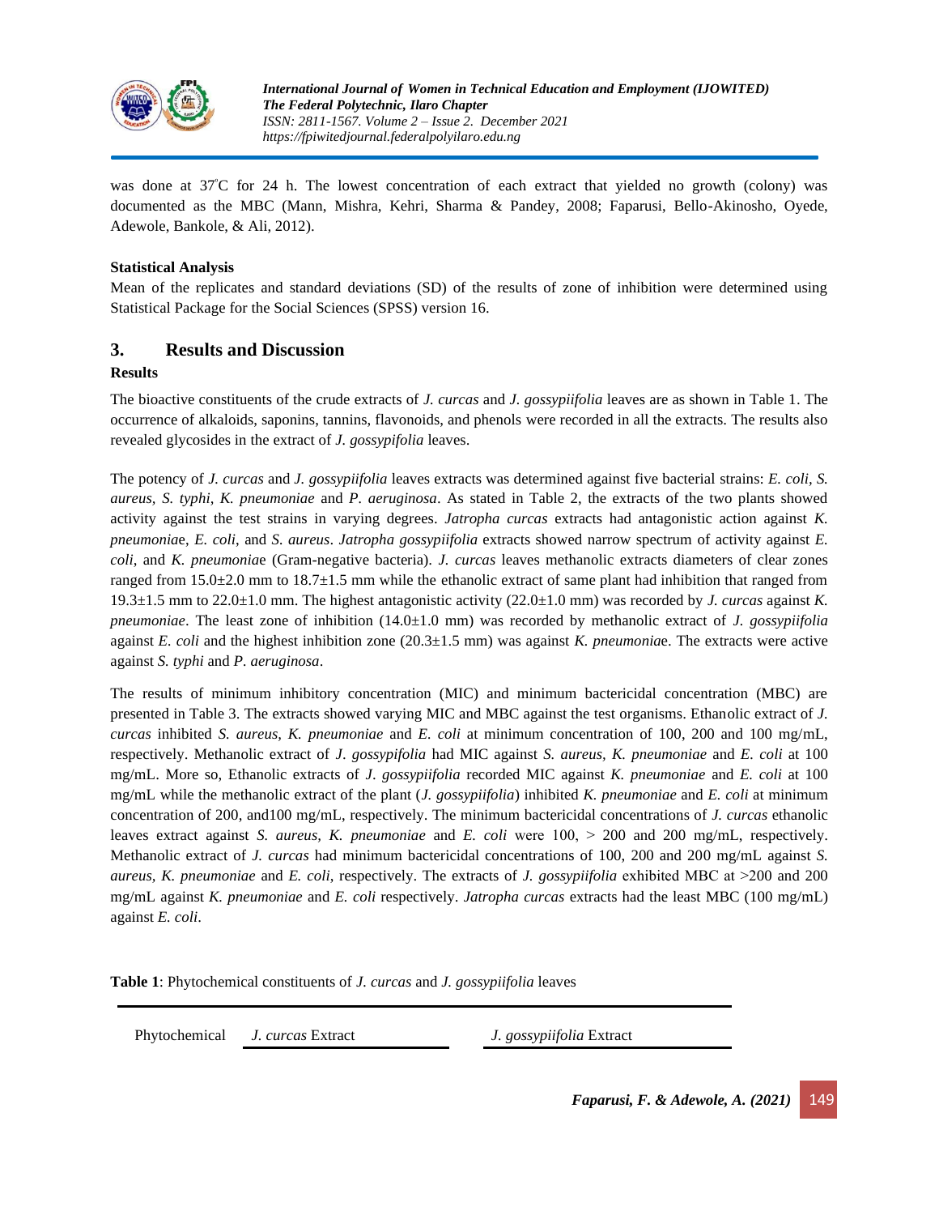was done at 37°C for 24 h. The lowest concentration of each extract that yielded no growth (colony) was documented as the MBC (Mann, Mishra, Kehri, Sharma & Pandey, 2008; Faparusi, Bello-Akinosho, Oyede, Adewole, Bankole, & Ali, 2012).

**Statistical Analysis**

Mean of the replicates and standard deviations (SD) of the results of zone of inhibition were determined using Statistical Package for the Social Sciences (SPSS) version 16.

## 3. Results and Discussion

**Results**

The bioactive constituents of the crude extracts of *J. curcas* and *J. gossypiifolia* leaves are as shown in Table 1. The occurrence of alkaloids, saponins, tannins, flavonoids, and phenols were recorded in all the extracts. The results also revealed glycosides in the extract of *J. gossypifolia* leaves.

The potency of *J. curcas* and *J. gossypiifolia* leaves extracts was determined against five bacterial strains: *E. coli, S. aureus, S. typhi*, *K. pneumoniae* and *P. aeruginosa*. As stated in Table 2, the extracts of the two plants showed activity against the test strains in varying degrees. *Jatropha curcas* extracts had antagonistic action against *K. pneumonia*e, *E. coli*, and *S. aureus*. *Jatropha gossypiifolia* extracts showed narrow spectrum of activity against *E. coli*, and *K. pneumonia*e (Gram-negative bacteria). *J. curcas* leaves methanolic extracts diameters of clear zones ranged from 15.0±2.0 mm to 18.7±1.5 mm while the ethanolic extract of same plant had inhibition that ranged from 19.3±1.5 mm to 22.0±1.0 mm. The highest antagonistic activity (22.0±1.0 mm) was recorded by *J. curcas* against *K. pneumoniae*. The least zone of inhibition (14.0±1.0 mm) was recorded by methanolic extract of *J. gossypiifolia* against *E. coli* and the highest inhibition zone (20.3±1.5 mm) was against *K. pneumonia*e. The extracts were active against *S. typhi* and *P. aeruginosa*.

The results of minimum inhibitory concentration (MIC) and minimum bactericidal concentration (MBC) are presented in Table 3. The extracts showed varying MIC and MBC against the test organisms. Ethanolic extract of *J. curcas* inhibited *S. aureus, K. pneumoniae* and *E. coli* at minimum concentration of 100, 200 and 100 mg/mL, respectively. Methanolic extract of *J. gossypifolia* had MIC against *S. aureus, K. pneumoniae* and *E. coli* at 100 mg/mL. More so, Ethanolic extracts of *J. gossypiifolia* recorded MIC against *K. pneumoniae* and *E. coli* at 100 mg/mL while the methanolic extract of the plant (*J. gossypiifolia*) inhibited *K. pneumoniae* and *E. coli* at minimum concentration of 200, and100 mg/mL, respectively. The minimum bactericidal concentrations of *J. curcas* ethanolic leaves extract against *S. aureus, K. pneumoniae* and *E. coli* were 100, > 200 and 200 mg/mL, respectively. Methanolic extract of *J. curcas* had minimum bactericidal concentrations of 100, 200 and 200 mg/mL against *S. aureus, K. pneumoniae* and *E. coli*, respectively. The extracts of *J. gossypiifolia* exhibited MBC at >200 and 200 mg/mL against *K. pneumoniae* and *E. coli* respectively. *Jatropha curcas* extracts had the least MBC (100 mg/mL) against *E. coli*.

**Table 1**: Phytochemical constituents of *J. curcas* and *J. gossypiifolia* leaves

| Phytochemical | *J. curcas* Extract | *J. gossypiifolia* Extract |
|---|---|---|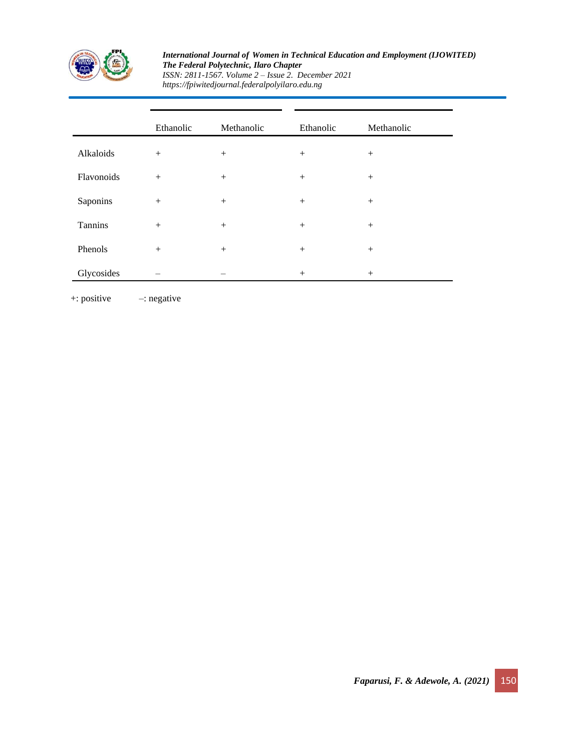| | Ethanolic | Methanolic | Ethanolic | Methanolic |
|---|---|---|---|---|
| Alkaloids | + | + | + | + |
| Flavonoids | + | + | + | + |
| Saponins | + | + | + | + |
| Tannins | + | + | + | + |
| Phenols | + | + | + | + |
| Glycosides | – | – | + | + |

+: positive  –: negative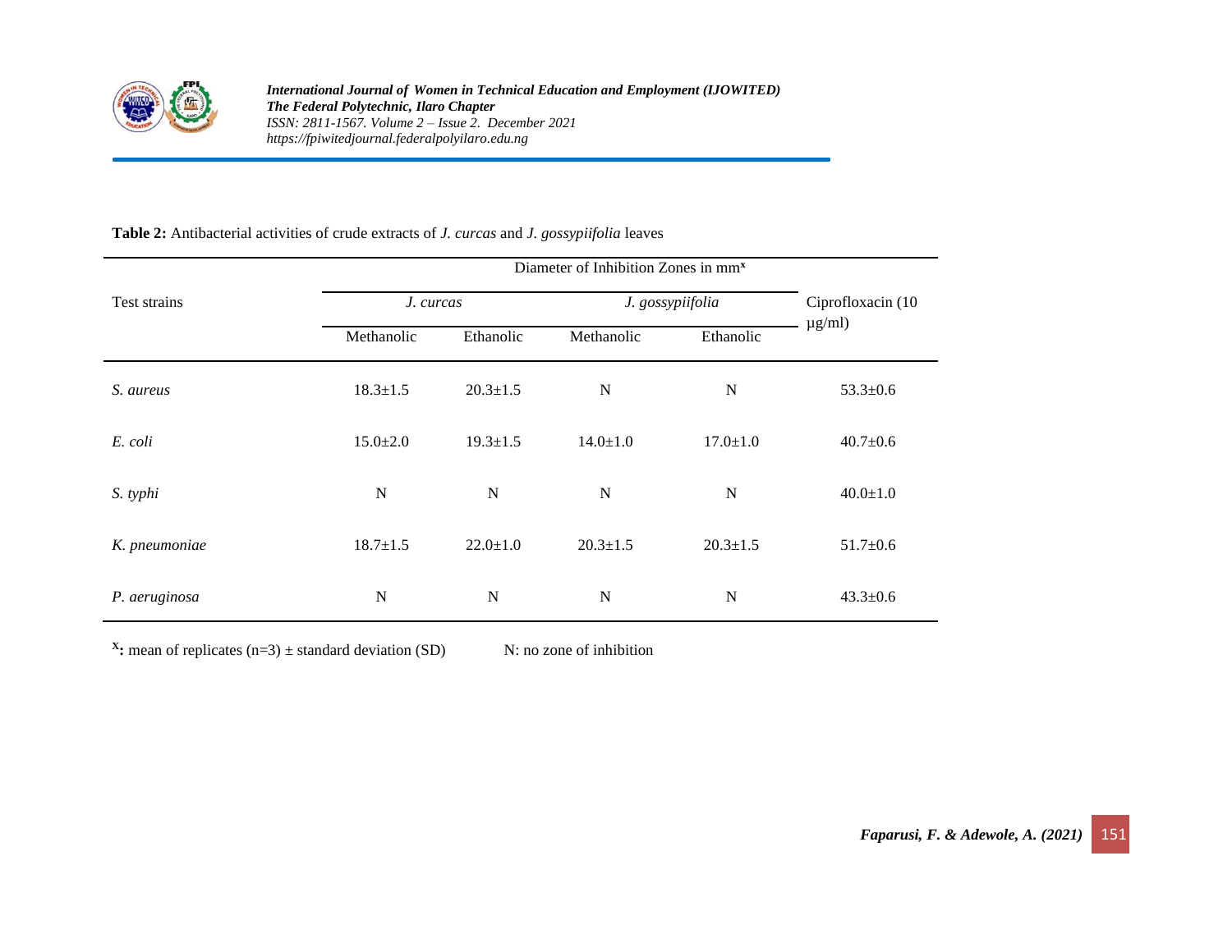**Table 2:** Antibacterial activities of crude extracts of *J. curcas* and *J. gossypiifolia* leaves

| Test strains | Diameter of Inhibition Zones in mm[x] | | | | |
|---|---|---|---|---|---|
| | *J. curcas* | | *J. gossypiifolia* | | Ciprofloxacin (10 µg/ml) |
| | Methanolic | Ethanolic | Methanolic | Ethanolic | |
| *S. aureus* | 18.3±1.5 | 20.3±1.5 | N | N | 53.3±0.6 |
| *E. coli* | 15.0±2.0 | 19.3±1.5 | 14.0±1.0 | 17.0±1.0 | 40.7±0.6 |
| *S. typhi* | N | N | N | N | 40.0±1.0 |
| *K. pneumoniae* | 18.7±1.5 | 22.0±1.0 | 20.3±1.5 | 20.3±1.5 | 51.7±0.6 |
| *P. aeruginosa* | N | N | N | N | 43.3±0.6 |

[x]**:** mean of replicates (n=3) ± standard deviation (SD)    N: no zone of inhibition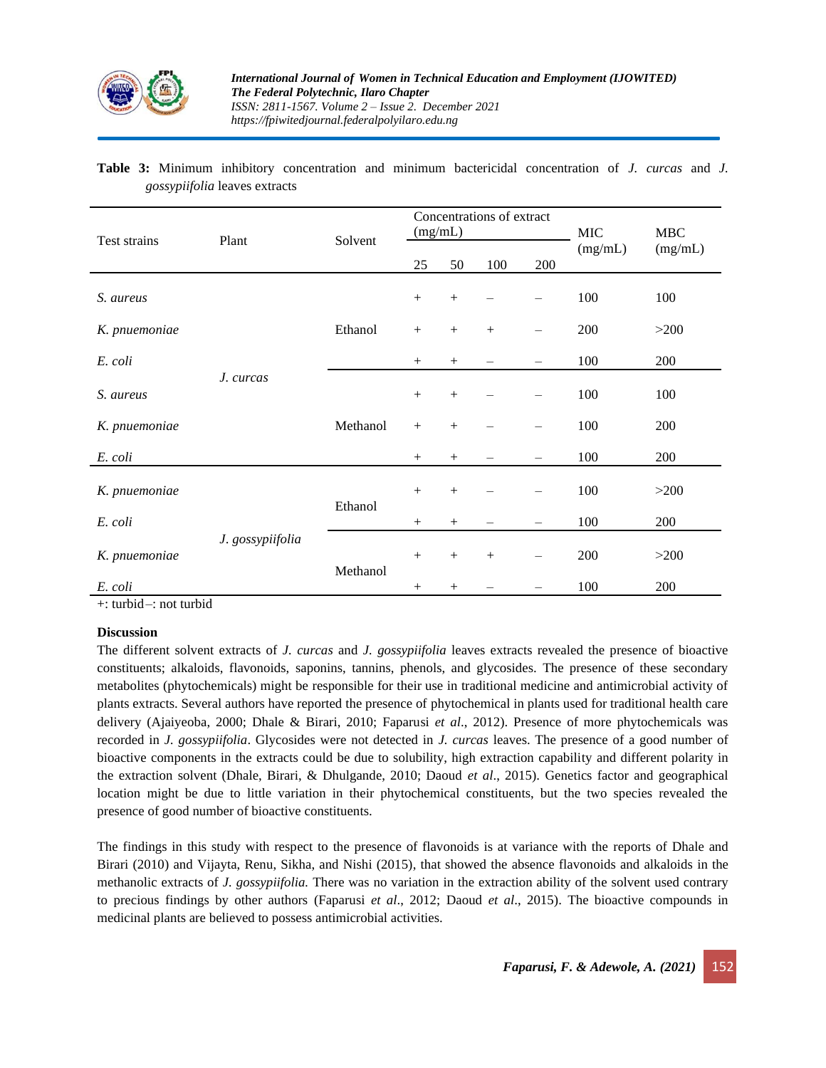**Table 3:** Minimum inhibitory concentration and minimum bactericidal concentration of *J. curcas* and *J. gossypiifolia* leaves extracts

| Test strains | Plant | Solvent | Concentrations of extract (mg/mL) | | | | MIC (mg/mL) | MBC (mg/mL) |
|---|---|---|---|---|---|---|---|---|
| | | | 25 | 50 | 100 | 200 | | |
| *S. aureus* | *J. curcas* | Ethanol | + | + | – | – | 100 | 100 |
| *K. pnuemoniae* | | | + | + | + | – | 200 | >200 |
| *E. coli* | | | + | + | – | – | 100 | 200 |
| *S. aureus* | | Methanol | + | + | – | – | 100 | 100 |
| *K. pnuemoniae* | | | + | + | – | – | 100 | 200 |
| *E. coli* | | | + | + | – | – | 100 | 200 |
| *K. pnuemoniae* | *J. gossypiifolia* | Ethanol | + | + | – | – | 100 | >200 |
| *E. coli* | | | + | + | – | – | 100 | 200 |
| *K. pnuemoniae* | | Methanol | + | + | + | – | 200 | >200 |
| *E. coli* | | | + | + | – | – | 100 | 200 |

+: turbid –: not turbid

**Discussion**

The different solvent extracts of *J. curcas* and *J. gossypiifolia* leaves extracts revealed the presence of bioactive constituents; alkaloids, flavonoids, saponins, tannins, phenols, and glycosides. The presence of these secondary metabolites (phytochemicals) might be responsible for their use in traditional medicine and antimicrobial activity of plants extracts. Several authors have reported the presence of phytochemical in plants used for traditional health care delivery (Ajaiyeoba, 2000; Dhale & Birari, 2010; Faparusi *et al*., 2012). Presence of more phytochemicals was recorded in *J. gossypiifolia*. Glycosides were not detected in *J. curcas* leaves. The presence of a good number of bioactive components in the extracts could be due to solubility, high extraction capability and different polarity in the extraction solvent (Dhale, Birari, & Dhulgande, 2010; Daoud *et al*., 2015). Genetics factor and geographical location might be due to little variation in their phytochemical constituents, but the two species revealed the presence of good number of bioactive constituents.

The findings in this study with respect to the presence of flavonoids is at variance with the reports of Dhale and Birari (2010) and Vijayta, Renu, Sikha, and Nishi (2015), that showed the absence flavonoids and alkaloids in the methanolic extracts of *J. gossypiifolia.* There was no variation in the extraction ability of the solvent used contrary to precious findings by other authors (Faparusi *et al*., 2012; Daoud *et al*., 2015). The bioactive compounds in medicinal plants are believed to possess antimicrobial activities.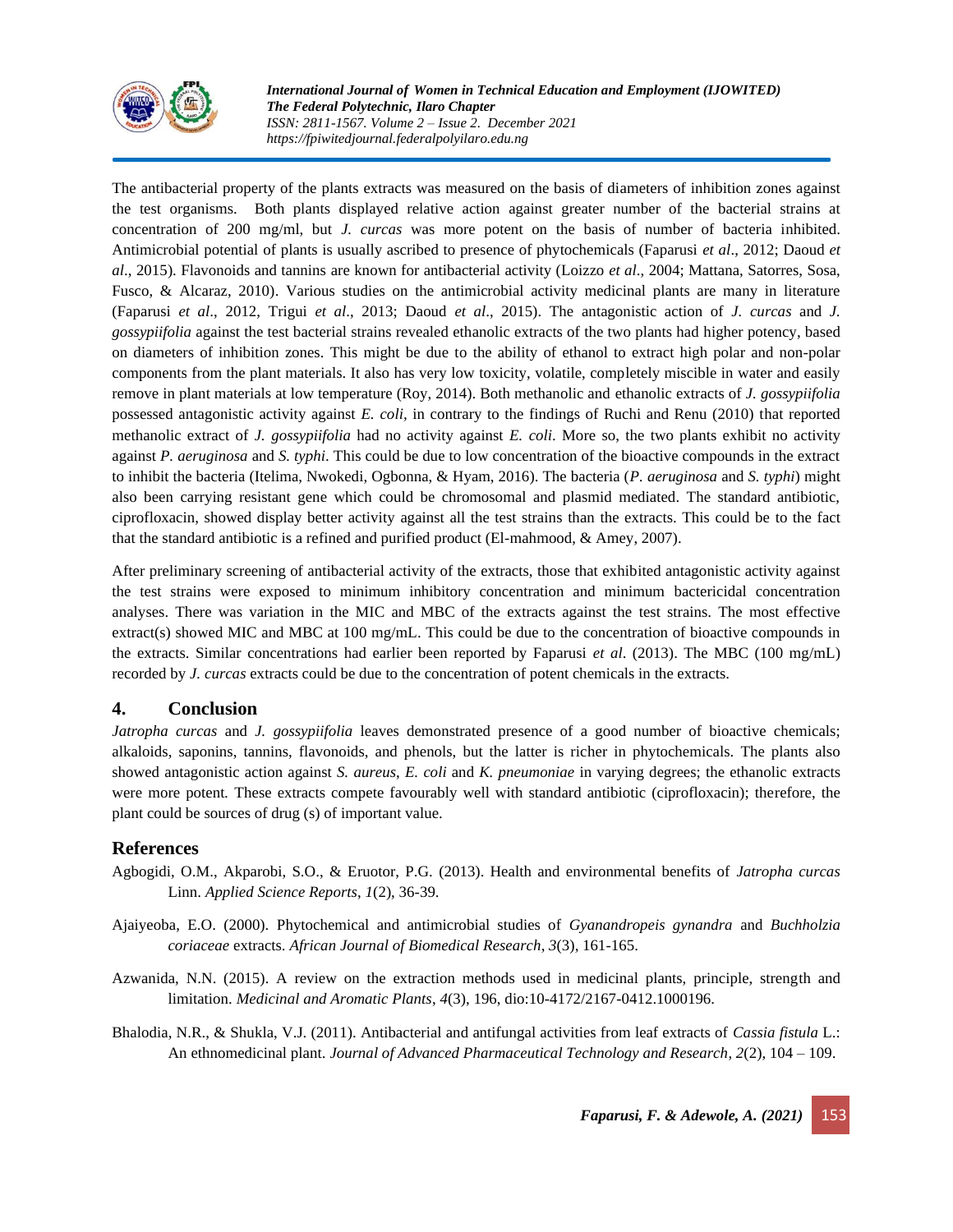The antibacterial property of the plants extracts was measured on the basis of diameters of inhibition zones against the test organisms. Both plants displayed relative action against greater number of the bacterial strains at concentration of 200 mg/ml, but *J. curcas* was more potent on the basis of number of bacteria inhibited. Antimicrobial potential of plants is usually ascribed to presence of phytochemicals (Faparusi *et al*., 2012; Daoud *et al*., 2015). Flavonoids and tannins are known for antibacterial activity (Loizzo *et al*., 2004; Mattana, Satorres, Sosa, Fusco, & Alcaraz, 2010). Various studies on the antimicrobial activity medicinal plants are many in literature (Faparusi *et al*., 2012, Trigui *et al*., 2013; Daoud *et al*., 2015). The antagonistic action of *J. curcas* and *J. gossypiifolia* against the test bacterial strains revealed ethanolic extracts of the two plants had higher potency, based on diameters of inhibition zones. This might be due to the ability of ethanol to extract high polar and non-polar components from the plant materials. It also has very low toxicity, volatile, completely miscible in water and easily remove in plant materials at low temperature (Roy, 2014). Both methanolic and ethanolic extracts of *J. gossypiifolia* possessed antagonistic activity against *E. coli*, in contrary to the findings of Ruchi and Renu (2010) that reported methanolic extract of *J. gossypiifolia* had no activity against *E. coli*. More so, the two plants exhibit no activity against *P. aeruginosa* and *S. typhi*. This could be due to low concentration of the bioactive compounds in the extract to inhibit the bacteria (Itelima, Nwokedi, Ogbonna, & Hyam, 2016). The bacteria (*P. aeruginosa* and *S. typhi*) might also been carrying resistant gene which could be chromosomal and plasmid mediated. The standard antibiotic, ciprofloxacin, showed display better activity against all the test strains than the extracts. This could be to the fact that the standard antibiotic is a refined and purified product (El-mahmood, & Amey, 2007).

After preliminary screening of antibacterial activity of the extracts, those that exhibited antagonistic activity against the test strains were exposed to minimum inhibitory concentration and minimum bactericidal concentration analyses. There was variation in the MIC and MBC of the extracts against the test strains. The most effective extract(s) showed MIC and MBC at 100 mg/mL. This could be due to the concentration of bioactive compounds in the extracts. Similar concentrations had earlier been reported by Faparusi *et al*. (2013). The MBC (100 mg/mL) recorded by *J. curcas* extracts could be due to the concentration of potent chemicals in the extracts.

## 4. Conclusion

*Jatropha curcas* and *J. gossypiifolia* leaves demonstrated presence of a good number of bioactive chemicals; alkaloids, saponins, tannins, flavonoids, and phenols, but the latter is richer in phytochemicals. The plants also showed antagonistic action against *S. aureus*, *E. coli* and *K. pneumoniae* in varying degrees; the ethanolic extracts were more potent. These extracts compete favourably well with standard antibiotic (ciprofloxacin); therefore, the plant could be sources of drug (s) of important value.

## References

Agbogidi, O.M., Akparobi, S.O., & Eruotor, P.G. (2013). Health and environmental benefits of *Jatropha curcas* Linn. *Applied Science Reports*, *1*(2), 36-39.

Ajaiyeoba, E.O. (2000). Phytochemical and antimicrobial studies of *Gyanandropeis gynandra* and *Buchholzia coriaceae* extracts. *African Journal of Biomedical Research*, *3*(3), 161-165.

Azwanida, N.N. (2015). A review on the extraction methods used in medicinal plants, principle, strength and limitation. *Medicinal and Aromatic Plants*, *4*(3), 196, dio:10-4172/2167-0412.1000196.

Bhalodia, N.R., & Shukla, V.J. (2011). Antibacterial and antifungal activities from leaf extracts of *Cassia fistula* L.: An ethnomedicinal plant. *Journal of Advanced Pharmaceutical Technology and Research*, *2*(2), 104 – 109.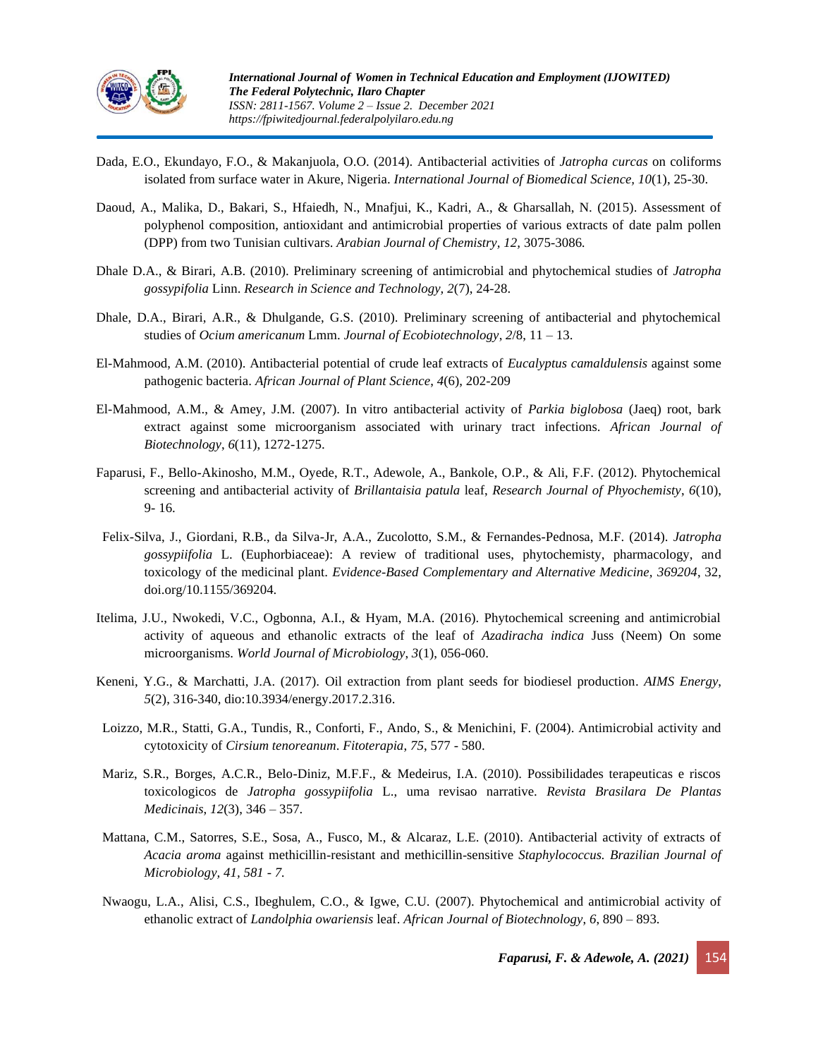Dada, E.O., Ekundayo, F.O., & Makanjuola, O.O. (2014). Antibacterial activities of *Jatropha curcas* on coliforms isolated from surface water in Akure, Nigeria. *International Journal of Biomedical Science, 10*(1), 25-30.

Daoud, A., Malika, D., Bakari, S., Hfaiedh, N., Mnafjui, K., Kadri, A., & Gharsallah, N. (2015). Assessment of polyphenol composition, antioxidant and antimicrobial properties of various extracts of date palm pollen (DPP) from two Tunisian cultivars. *Arabian Journal of Chemistry, 12,* 3075-3086*.*

Dhale D.A., & Birari, A.B. (2010). Preliminary screening of antimicrobial and phytochemical studies of *Jatropha gossypifolia* Linn. *Research in Science and Technology, 2*(7), 24-28.

Dhale, D.A., Birari, A.R., & Dhulgande, G.S. (2010). Preliminary screening of antibacterial and phytochemical studies of *Ocium americanum* Lmm. *Journal of Ecobiotechnology*, *2*/8, 11 – 13.

El-Mahmood, A.M. (2010). Antibacterial potential of crude leaf extracts of *Eucalyptus camaldulensis* against some pathogenic bacteria. *African Journal of Plant Science*, *4*(6), 202-209

El-Mahmood, A.M., & Amey, J.M. (2007). In vitro antibacterial activity of *Parkia biglobosa* (Jaeq) root, bark extract against some microorganism associated with urinary tract infections. *African Journal of Biotechnology*, *6*(11), 1272-1275.

Faparusi, F., Bello-Akinosho, M.M., Oyede, R.T., Adewole, A., Bankole, O.P., & Ali, F.F. (2012). Phytochemical screening and antibacterial activity of *Brillantaisia patula* leaf, *Research Journal of Phyochemisty*, *6*(10), 9- 16.

Felix-Silva, J., Giordani, R.B., da Silva-Jr, A.A., Zucolotto, S.M., & Fernandes-Pednosa, M.F. (2014). *Jatropha gossypiifolia* L. (Euphorbiaceae): A review of traditional uses, phytochemisty, pharmacology, and toxicology of the medicinal plant. *Evidence-Based Complementary and Alternative Medicine, 369204*, 32, doi.org/10.1155/369204.

Itelima, J.U., Nwokedi, V.C., Ogbonna, A.I., & Hyam, M.A. (2016). Phytochemical screening and antimicrobial activity of aqueous and ethanolic extracts of the leaf of *Azadiracha indica* Juss (Neem) On some microorganisms. *World Journal of Microbiology*, *3*(1), 056-060.

Keneni, Y.G., & Marchatti, J.A. (2017). Oil extraction from plant seeds for biodiesel production. *AIMS Energy*, *5*(2), 316-340, dio:10.3934/energy.2017.2.316.

Loizzo, M.R., Statti, G.A., Tundis, R., Conforti, F., Ando, S., & Menichini, F. (2004). Antimicrobial activity and cytotoxicity of *Cirsium tenoreanum*. *Fitoterapia*, *75*, 577 - 580.

Mariz, S.R., Borges, A.C.R., Belo-Diniz, M.F.F., & Medeirus, I.A. (2010). Possibilidades terapeuticas e riscos toxicologicos de *Jatropha gossypiifolia* L., uma revisao narrative. *Revista Brasilara De Plantas Medicinais, 12*(3), 346 – 357.

Mattana, C.M., Satorres, S.E., Sosa, A., Fusco, M., & Alcaraz, L.E. (2010). Antibacterial activity of extracts of *Acacia aroma* against methicillin-resistant and methicillin-sensitive *Staphylococcus. Brazilian Journal of Microbiology, 41, 581 - 7.*

Nwaogu, L.A., Alisi, C.S., Ibeghulem, C.O., & Igwe, C.U. (2007). Phytochemical and antimicrobial activity of ethanolic extract of *Landolphia owariensis* leaf. *African Journal of Biotechnology*, *6*, 890 – 893.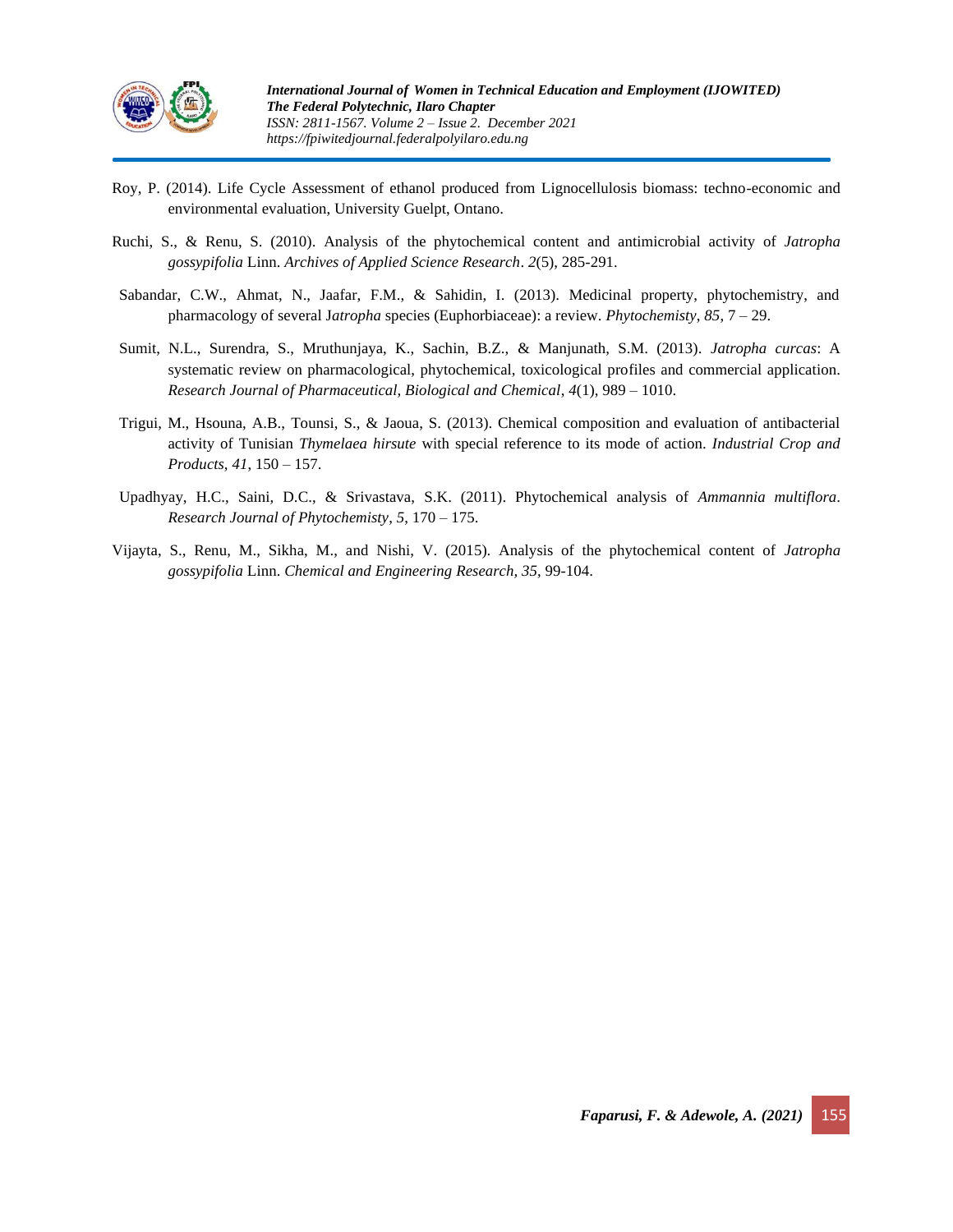Roy, P. (2014). Life Cycle Assessment of ethanol produced from Lignocellulosis biomass: techno-economic and environmental evaluation, University Guelpt, Ontano.

Ruchi, S., & Renu, S. (2010). Analysis of the phytochemical content and antimicrobial activity of *Jatropha gossypifolia* Linn. *Archives of Applied Science Research*. *2*(5), 285-291.

Sabandar, C.W., Ahmat, N., Jaafar, F.M., & Sahidin, I. (2013). Medicinal property, phytochemistry, and pharmacology of several J*atropha* species (Euphorbiaceae): a review. *Phytochemisty*, *85*, 7 – 29.

Sumit, N.L., Surendra, S., Mruthunjaya, K., Sachin, B.Z., & Manjunath, S.M. (2013). *Jatropha curcas*: A systematic review on pharmacological, phytochemical, toxicological profiles and commercial application. *Research Journal of Pharmaceutical, Biological and Chemical*, *4*(1), 989 – 1010.

Trigui, M., Hsouna, A.B., Tounsi, S., & Jaoua, S. (2013). Chemical composition and evaluation of antibacterial activity of Tunisian *Thymelaea hirsute* with special reference to its mode of action. *Industrial Crop and Products*, *41*, 150 – 157.

Upadhyay, H.C., Saini, D.C., & Srivastava, S.K. (2011). Phytochemical analysis of *Ammannia multiflora*. *Research Journal of Phytochemisty*, *5*, 170 – 175.

Vijayta, S., Renu, M., Sikha, M., and Nishi, V. (2015). Analysis of the phytochemical content of *Jatropha gossypifolia* Linn. *Chemical and Engineering Research*, *35*, 99-104.